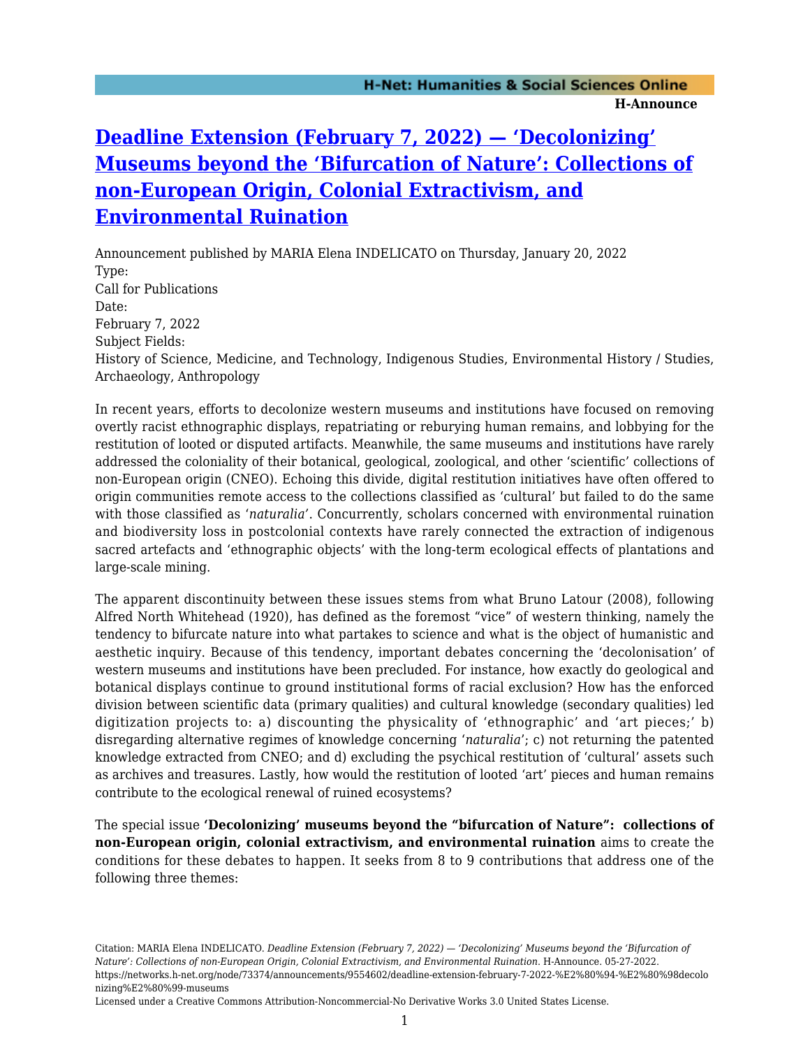# [Deadline Extension (February 7, 2022) — 'Decolonizing' Museums beyond the 'Bifurcation of Nature': Collections of non-European Origin, Colonial Extractivism, and Environmental Ruination]

Announcement published by MARIA Elena INDELICATO on Thursday, January 20, 2022

Type:
Call for Publications

Date:
February 7, 2022

Subject Fields:
History of Science, Medicine, and Technology, Indigenous Studies, Environmental History / Studies, Archaeology, Anthropology

In recent years, efforts to decolonize western museums and institutions have focused on removing overtly racist ethnographic displays, repatriating or reburying human remains, and lobbying for the restitution of looted or disputed artifacts. Meanwhile, the same museums and institutions have rarely addressed the coloniality of their botanical, geological, zoological, and other 'scientific' collections of non-European origin (CNEO). Echoing this divide, digital restitution initiatives have often offered to origin communities remote access to the collections classified as 'cultural' but failed to do the same with those classified as '*naturalia*'. Concurrently, scholars concerned with environmental ruination and biodiversity loss in postcolonial contexts have rarely connected the extraction of indigenous sacred artefacts and 'ethnographic objects' with the long-term ecological effects of plantations and large-scale mining.

The apparent discontinuity between these issues stems from what Bruno Latour (2008), following Alfred North Whitehead (1920), has defined as the foremost "vice" of western thinking, namely the tendency to bifurcate nature into what partakes to science and what is the object of humanistic and aesthetic inquiry. Because of this tendency, important debates concerning the 'decolonisation' of western museums and institutions have been precluded. For instance, how exactly do geological and botanical displays continue to ground institutional forms of racial exclusion? How has the enforced division between scientific data (primary qualities) and cultural knowledge (secondary qualities) led digitization projects to: a) discounting the physicality of 'ethnographic' and 'art pieces;' b) disregarding alternative regimes of knowledge concerning '*naturalia*'; c) not returning the patented knowledge extracted from CNEO; and d) excluding the psychical restitution of 'cultural' assets such as archives and treasures. Lastly, how would the restitution of looted 'art' pieces and human remains contribute to the ecological renewal of ruined ecosystems?

The special issue **'Decolonizing' museums beyond the "bifurcation of Nature": collections of non-European origin, colonial extractivism, and environmental ruination** aims to create the conditions for these debates to happen. It seeks from 8 to 9 contributions that address one of the following three themes: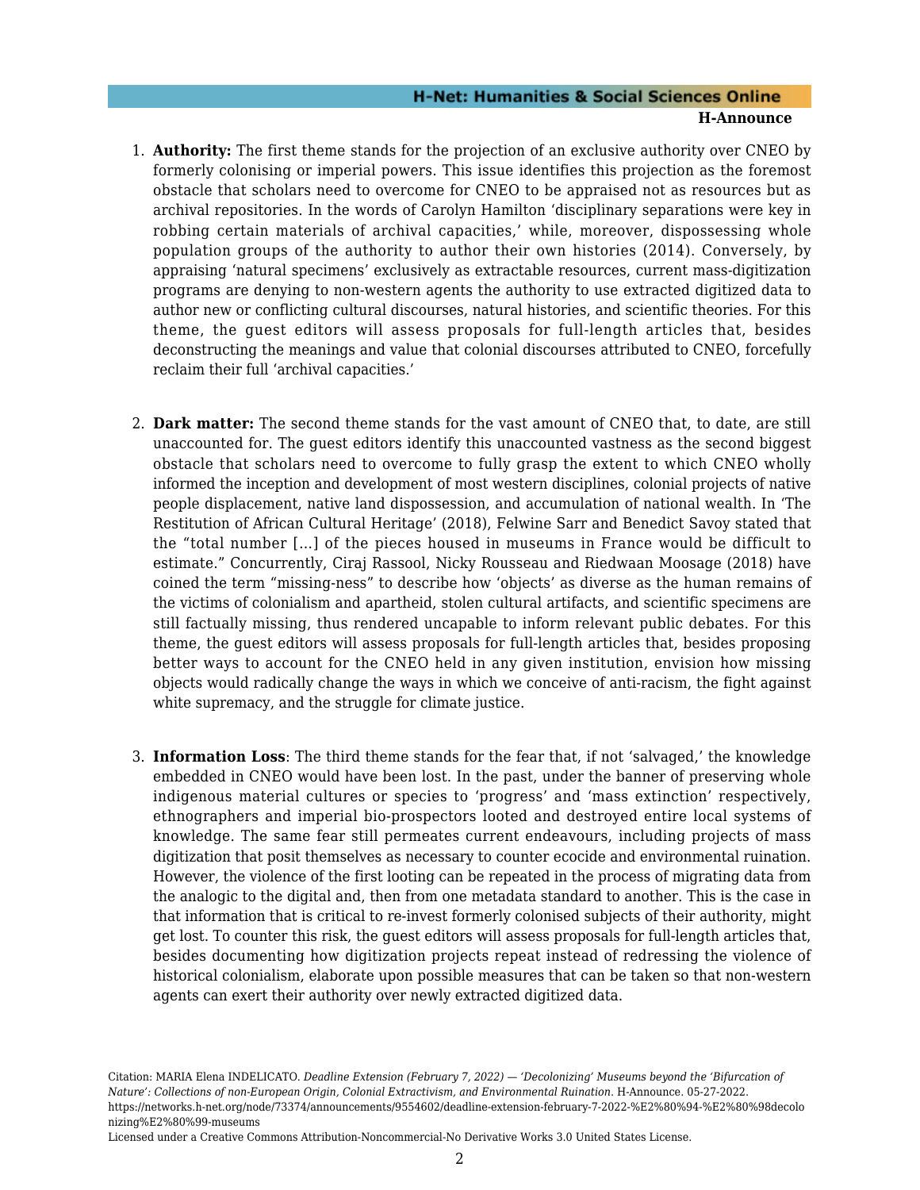1. **Authority:** The first theme stands for the projection of an exclusive authority over CNEO by formerly colonising or imperial powers. This issue identifies this projection as the foremost obstacle that scholars need to overcome for CNEO to be appraised not as resources but as archival repositories. In the words of Carolyn Hamilton 'disciplinary separations were key in robbing certain materials of archival capacities,' while, moreover, dispossessing whole population groups of the authority to author their own histories (2014). Conversely, by appraising 'natural specimens' exclusively as extractable resources, current mass-digitization programs are denying to non-western agents the authority to use extracted digitized data to author new or conflicting cultural discourses, natural histories, and scientific theories. For this theme, the guest editors will assess proposals for full-length articles that, besides deconstructing the meanings and value that colonial discourses attributed to CNEO, forcefully reclaim their full 'archival capacities.'

2. **Dark matter:** The second theme stands for the vast amount of CNEO that, to date, are still unaccounted for. The guest editors identify this unaccounted vastness as the second biggest obstacle that scholars need to overcome to fully grasp the extent to which CNEO wholly informed the inception and development of most western disciplines, colonial projects of native people displacement, native land dispossession, and accumulation of national wealth. In 'The Restitution of African Cultural Heritage' (2018), Felwine Sarr and Benedict Savoy stated that the "total number [...] of the pieces housed in museums in France would be difficult to estimate." Concurrently, Ciraj Rassool, Nicky Rousseau and Riedwaan Moosage (2018) have coined the term "missing-ness" to describe how 'objects' as diverse as the human remains of the victims of colonialism and apartheid, stolen cultural artifacts, and scientific specimens are still factually missing, thus rendered uncapable to inform relevant public debates. For this theme, the guest editors will assess proposals for full-length articles that, besides proposing better ways to account for the CNEO held in any given institution, envision how missing objects would radically change the ways in which we conceive of anti-racism, the fight against white supremacy, and the struggle for climate justice.

3. **Information Loss**: The third theme stands for the fear that, if not 'salvaged,' the knowledge embedded in CNEO would have been lost. In the past, under the banner of preserving whole indigenous material cultures or species to 'progress' and 'mass extinction' respectively, ethnographers and imperial bio-prospectors looted and destroyed entire local systems of knowledge. The same fear still permeates current endeavours, including projects of mass digitization that posit themselves as necessary to counter ecocide and environmental ruination. However, the violence of the first looting can be repeated in the process of migrating data from the analogic to the digital and, then from one metadata standard to another. This is the case in that information that is critical to re-invest formerly colonised subjects of their authority, might get lost. To counter this risk, the guest editors will assess proposals for full-length articles that, besides documenting how digitization projects repeat instead of redressing the violence of historical colonialism, elaborate upon possible measures that can be taken so that non-western agents can exert their authority over newly extracted digitized data.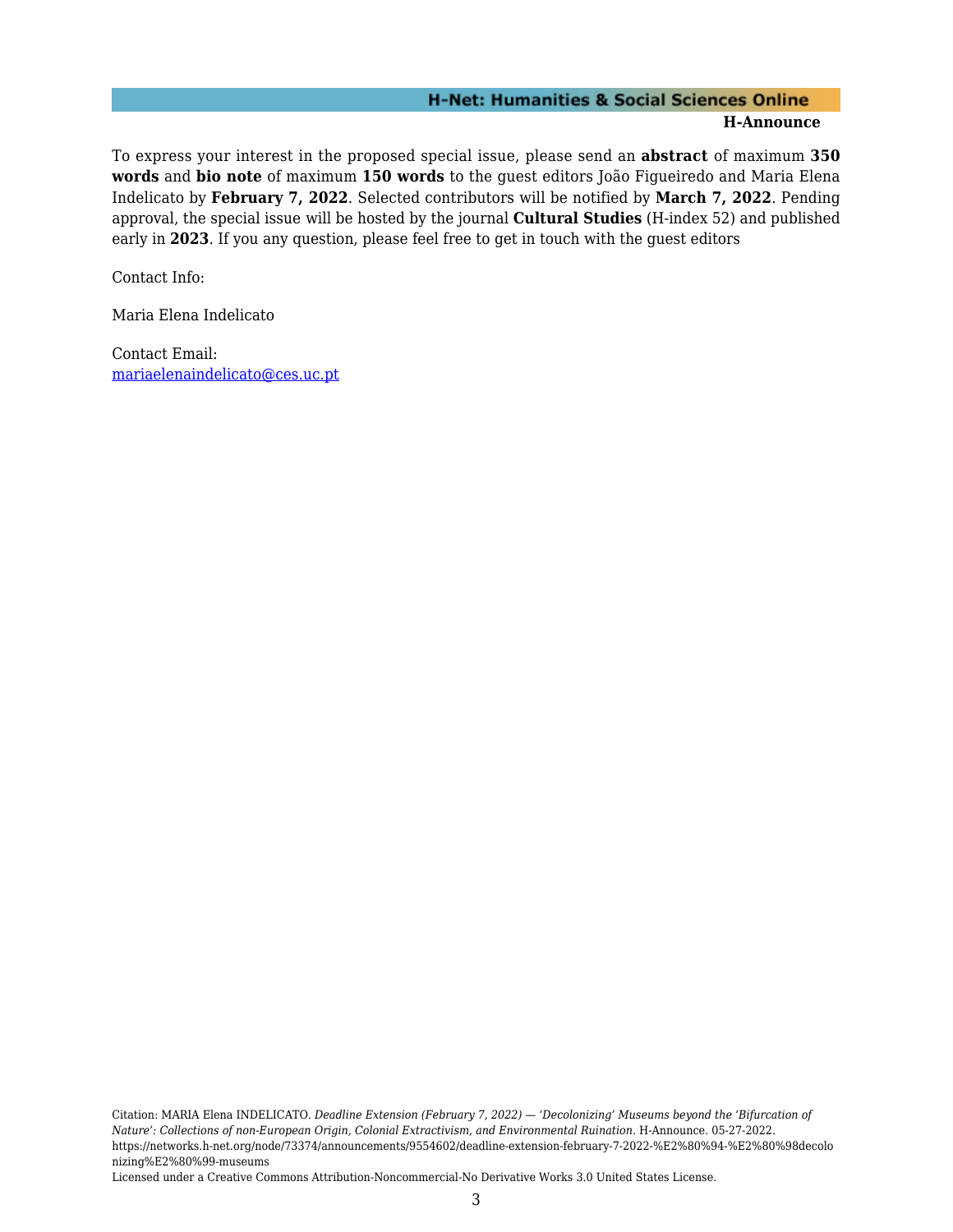To express your interest in the proposed special issue, please send an **abstract** of maximum **350 words** and **bio note** of maximum **150 words** to the guest editors João Figueiredo and Maria Elena Indelicato by **February 7, 2022**. Selected contributors will be notified by **March 7, 2022**. Pending approval, the special issue will be hosted by the journal **Cultural Studies** (H-index 52) and published early in **2023**. If you any question, please feel free to get in touch with the guest editors

Contact Info:

Maria Elena Indelicato

Contact Email:
mariaelenaindelicato@ces.uc.pt

Citation: MARIA Elena INDELICATO. *Deadline Extension (February 7, 2022) — 'Decolonizing' Museums beyond the 'Bifurcation of Nature': Collections of non-European Origin, Colonial Extractivism, and Environmental Ruination*. H-Announce. 05-27-2022.
https://networks.h-net.org/node/73374/announcements/9554602/deadline-extension-february-7-2022-%E2%80%94-%E2%80%98decolonizing%E2%80%99-museums
Licensed under a Creative Commons Attribution-Noncommercial-No Derivative Works 3.0 United States License.